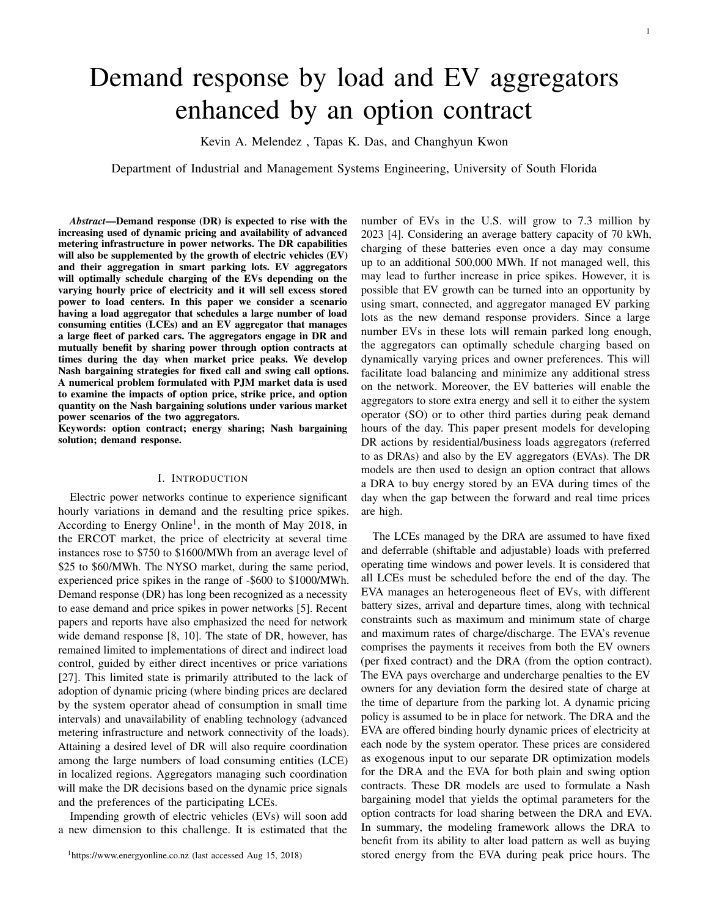# Demand response by load and EV aggregators enhanced by an option contract

Kevin A. Melendez , Tapas K. Das, and Changhyun Kwon

Department of Industrial and Management Systems Engineering, University of South Florida

***Abstract*—Demand response (DR) is expected to rise with the increasing used of dynamic pricing and availability of advanced metering infrastructure in power networks. The DR capabilities will also be supplemented by the growth of electric vehicles (EV) and their aggregation in smart parking lots. EV aggregators will optimally schedule charging of the EVs depending on the varying hourly price of electricity and it will sell excess stored power to load centers. In this paper we consider a scenario having a load aggregator that schedules a large number of load consuming entities (LCEs) and an EV aggregator that manages a large fleet of parked cars. The aggregators engage in DR and mutually benefit by sharing power through option contracts at times during the day when market price peaks. We develop Nash bargaining strategies for fixed call and swing call options. A numerical problem formulated with PJM market data is used to examine the impacts of option price, strike price, and option quantity on the Nash bargaining solutions under various market power scenarios of the two aggregators.**

**Keywords: option contract; energy sharing; Nash bargaining solution; demand response.**

## I. Introduction

Electric power networks continue to experience significant hourly variations in demand and the resulting price spikes. According to Energy Online[1], in the month of May 2018, in the ERCOT market, the price of electricity at several time instances rose to \$750 to \$1600/MWh from an average level of \$25 to \$60/MWh. The NYSO market, during the same period, experienced price spikes in the range of -\$600 to \$1000/MWh. Demand response (DR) has long been recognized as a necessity to ease demand and price spikes in power networks [5]. Recent papers and reports have also emphasized the need for network wide demand response [8, 10]. The state of DR, however, has remained limited to implementations of direct and indirect load control, guided by either direct incentives or price variations [27]. This limited state is primarily attributed to the lack of adoption of dynamic pricing (where binding prices are declared by the system operator ahead of consumption in small time intervals) and unavailability of enabling technology (advanced metering infrastructure and network connectivity of the loads). Attaining a desired level of DR will also require coordination among the large numbers of load consuming entities (LCE) in localized regions. Aggregators managing such coordination will make the DR decisions based on the dynamic price signals and the preferences of the participating LCEs.

Impending growth of electric vehicles (EVs) will soon add a new dimension to this challenge. It is estimated that the number of EVs in the U.S. will grow to 7.3 million by 2023 [4]. Considering an average battery capacity of 70 kWh, charging of these batteries even once a day may consume up to an additional 500,000 MWh. If not managed well, this may lead to further increase in price spikes. However, it is possible that EV growth can be turned into an opportunity by using smart, connected, and aggregator managed EV parking lots as the new demand response providers. Since a large number EVs in these lots will remain parked long enough, the aggregators can optimally schedule charging based on dynamically varying prices and owner preferences. This will facilitate load balancing and minimize any additional stress on the network. Moreover, the EV batteries will enable the aggregators to store extra energy and sell it to either the system operator (SO) or to other third parties during peak demand hours of the day. This paper present models for developing DR actions by residential/business loads aggregators (referred to as DRAs) and also by the EV aggregators (EVAs). The DR models are then used to design an option contract that allows a DRA to buy energy stored by an EVA during times of the day when the gap between the forward and real time prices are high.

The LCEs managed by the DRA are assumed to have fixed and deferrable (shiftable and adjustable) loads with preferred operating time windows and power levels. It is considered that all LCEs must be scheduled before the end of the day. The EVA manages an heterogeneous fleet of EVs, with different battery sizes, arrival and departure times, along with technical constraints such as maximum and minimum state of charge and maximum rates of charge/discharge. The EVA's revenue comprises the payments it receives from both the EV owners (per fixed contract) and the DRA (from the option contract). The EVA pays overcharge and undercharge penalties to the EV owners for any deviation form the desired state of charge at the time of departure from the parking lot. A dynamic pricing policy is assumed to be in place for network. The DRA and the EVA are offered binding hourly dynamic prices of electricity at each node by the system operator. These prices are considered as exogenous input to our separate DR optimization models for the DRA and the EVA for both plain and swing option contracts. These DR models are used to formulate a Nash bargaining model that yields the optimal parameters for the option contracts for load sharing between the DRA and EVA. In summary, the modeling framework allows the DRA to benefit from its ability to alter load pattern as well as buying stored energy from the EVA during peak price hours. The

[1] https://www.energyonline.co.nz (last accessed Aug 15, 2018)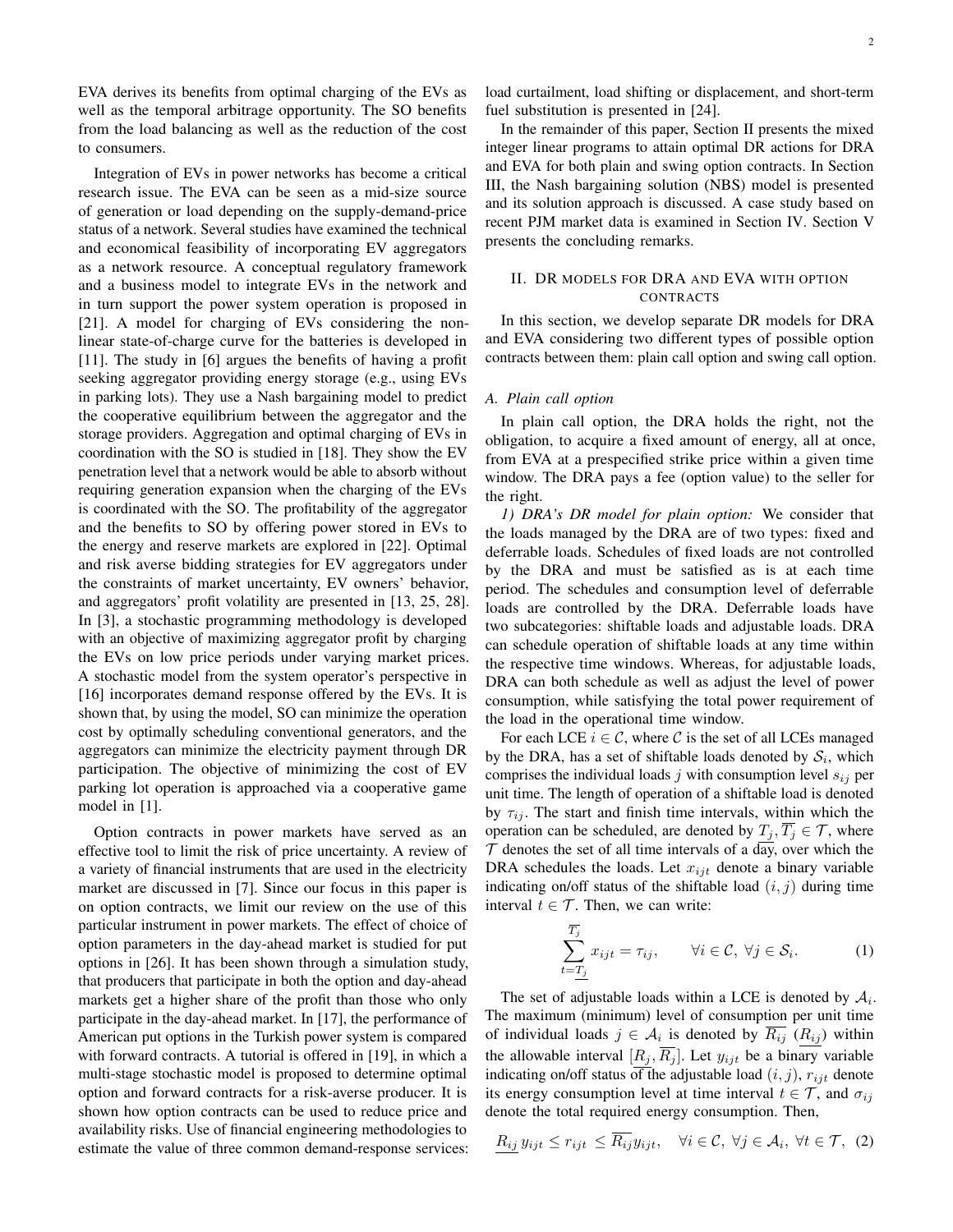EVA derives its benefits from optimal charging of the EVs as well as the temporal arbitrage opportunity. The SO benefits from the load balancing as well as the reduction of the cost to consumers.

Integration of EVs in power networks has become a critical research issue. The EVA can be seen as a mid-size source of generation or load depending on the supply-demand-price status of a network. Several studies have examined the technical and economical feasibility of incorporating EV aggregators as a network resource. A conceptual regulatory framework and a business model to integrate EVs in the network and in turn support the power system operation is proposed in [21]. A model for charging of EVs considering the non-linear state-of-charge curve for the batteries is developed in [11]. The study in [6] argues the benefits of having a profit seeking aggregator providing energy storage (e.g., using EVs in parking lots). They use a Nash bargaining model to predict the cooperative equilibrium between the aggregator and the storage providers. Aggregation and optimal charging of EVs in coordination with the SO is studied in [18]. They show the EV penetration level that a network would be able to absorb without requiring generation expansion when the charging of the EVs is coordinated with the SO. The profitability of the aggregator and the benefits to SO by offering power stored in EVs to the energy and reserve markets are explored in [22]. Optimal and risk averse bidding strategies for EV aggregators under the constraints of market uncertainty, EV owners' behavior, and aggregators' profit volatility are presented in [13, 25, 28]. In [3], a stochastic programming methodology is developed with an objective of maximizing aggregator profit by charging the EVs on low price periods under varying market prices. A stochastic model from the system operator's perspective in [16] incorporates demand response offered by the EVs. It is shown that, by using the model, SO can minimize the operation cost by optimally scheduling conventional generators, and the aggregators can minimize the electricity payment through DR participation. The objective of minimizing the cost of EV parking lot operation is approached via a cooperative game model in [1].

Option contracts in power markets have served as an effective tool to limit the risk of price uncertainty. A review of a variety of financial instruments that are used in the electricity market are discussed in [7]. Since our focus in this paper is on option contracts, we limit our review on the use of this particular instrument in power markets. The effect of choice of option parameters in the day-ahead market is studied for put options in [26]. It has been shown through a simulation study, that producers that participate in both the option and day-ahead markets get a higher share of the profit than those who only participate in the day-ahead market. In [17], the performance of American put options in the Turkish power system is compared with forward contracts. A tutorial is offered in [19], in which a multi-stage stochastic model is proposed to determine optimal option and forward contracts for a risk-averse producer. It is shown how option contracts can be used to reduce price and availability risks. Use of financial engineering methodologies to estimate the value of three common demand-response services: load curtailment, load shifting or displacement, and short-term fuel substitution is presented in [24].

In the remainder of this paper, Section II presents the mixed integer linear programs to attain optimal DR actions for DRA and EVA for both plain and swing option contracts. In Section III, the Nash bargaining solution (NBS) model is presented and its solution approach is discussed. A case study based on recent PJM market data is examined in Section IV. Section V presents the concluding remarks.

## II. DR models for DRA and EVA with option contracts

In this section, we develop separate DR models for DRA and EVA considering two different types of possible option contracts between them: plain call option and swing call option.

### A. Plain call option

In plain call option, the DRA holds the right, not the obligation, to acquire a fixed amount of energy, all at once, from EVA at a prespecified strike price within a given time window. The DRA pays a fee (option value) to the seller for the right.

*1) DRA's DR model for plain option:* We consider that the loads managed by the DRA are of two types: fixed and deferrable loads. Schedules of fixed loads are not controlled by the DRA and must be satisfied as is at each time period. The schedules and consumption level of deferrable loads are controlled by the DRA. Deferrable loads have two subcategories: shiftable loads and adjustable loads. DRA can schedule operation of shiftable loads at any time within the respective time windows. Whereas, for adjustable loads, DRA can both schedule as well as adjust the level of power consumption, while satisfying the total power requirement of the load in the operational time window.

For each LCE $i \in \mathcal{C}$, where $\mathcal{C}$ is the set of all LCEs managed by the DRA, has a set of shiftable loads denoted by $\mathcal{S}_i$, which comprises the individual loads $j$ with consumption level $s_{ij}$ per unit time. The length of operation of a shiftable load is denoted by $\tau_{ij}$. The start and finish time intervals, within which the operation can be scheduled, are denoted by $\underline{T_j}, \overline{T_j} \in \mathcal{T}$, where $\mathcal{T}$ denotes the set of all time intervals of a day, over which the DRA schedules the loads. Let $x_{ijt}$ denote a binary variable indicating on/off status of the shiftable load $(i, j)$ during time interval $t \in \mathcal{T}$. Then, we can write:

$$\sum_{t=\underline{T_j}}^{\overline{T_j}} x_{ijt} = \tau_{ij}, \qquad \forall i \in \mathcal{C},\ \forall j \in \mathcal{S}_i. \tag{1}$$

The set of adjustable loads within a LCE is denoted by $\mathcal{A}_i$. The maximum (minimum) level of consumption per unit time of individual loads $j \in \mathcal{A}_i$ is denoted by $\overline{R_{ij}}$ ($\underline{R_{ij}}$) within the allowable interval $[\underline{R_j}, \overline{R_j}]$. Let $y_{ijt}$ be a binary variable indicating on/off status of the adjustable load $(i, j)$, $r_{ijt}$ denote its energy consumption level at time interval $t \in \mathcal{T}$, and $\sigma_{ij}$ denote the total required energy consumption. Then,

$$\underline{R_{ij}}\, y_{ijt} \le r_{ijt} \le \overline{R_{ij}} y_{ijt}, \quad \forall i \in \mathcal{C},\ \forall j \in \mathcal{A}_i,\ \forall t \in \mathcal{T}, \tag{2}$$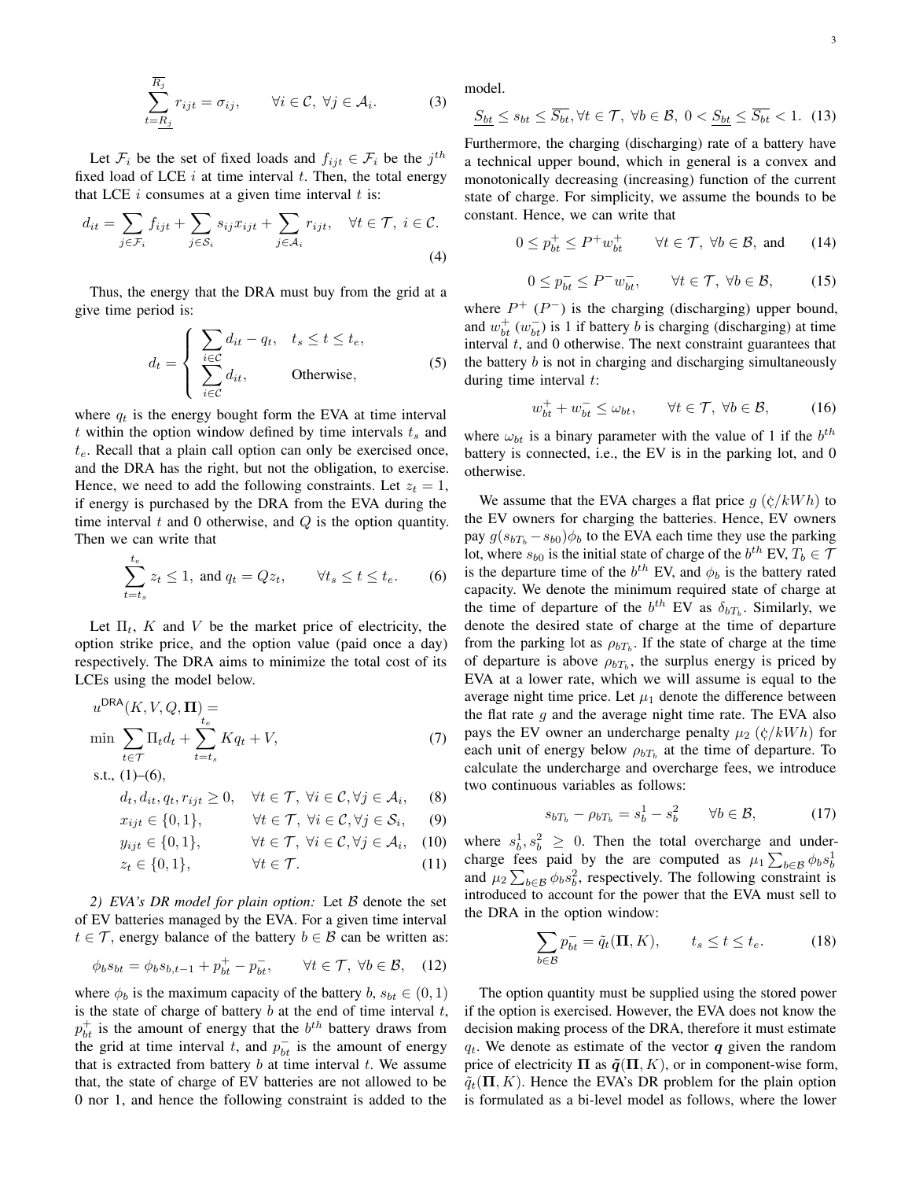$$\sum_{t=\underline{R_j}}^{\overline{R_j}} r_{ijt} = \sigma_{ij}, \qquad \forall i \in \mathcal{C},\ \forall j \in \mathcal{A}_i. \tag{3}$$

Let $\mathcal{F}_i$ be the set of fixed loads and $f_{ijt} \in \mathcal{F}_i$ be the $j^{th}$ fixed load of LCE $i$ at time interval $t$. Then, the total energy that LCE $i$ consumes at a given time interval $t$ is:

$$d_{it} = \sum_{j \in \mathcal{F}_i} f_{ijt} + \sum_{j \in \mathcal{S}_i} s_{ij} x_{ijt} + \sum_{j \in \mathcal{A}_i} r_{ijt}, \quad \forall t \in \mathcal{T},\ i \in \mathcal{C}. \tag{4}$$

Thus, the energy that the DRA must buy from the grid at a give time period is:

$$d_t = \begin{cases} \sum_{i \in \mathcal{C}} d_{it} - q_t, & t_s \le t \le t_e, \\ \sum_{i \in \mathcal{C}} d_{it}, & \text{Otherwise}, \end{cases} \tag{5}$$

where $q_t$ is the energy bought form the EVA at time interval $t$ within the option window defined by time intervals $t_s$ and $t_e$. Recall that a plain call option can only be exercised once, and the DRA has the right, but not the obligation, to exercise. Hence, we need to add the following constraints. Let $z_t = 1$, if energy is purchased by the DRA from the EVA during the time interval $t$ and 0 otherwise, and $Q$ is the option quantity. Then we can write that

$$\sum_{t=t_s}^{t_e} z_t \le 1, \text{ and } q_t = Q z_t, \qquad \forall t_s \le t \le t_e. \tag{6}$$

Let $\Pi_t$, $K$ and $V$ be the market price of electricity, the option strike price, and the option value (paid once a day) respectively. The DRA aims to minimize the total cost of its LCEs using the model below.

$$u^{\mathsf{DRA}}(K, V, Q, \mathbf{\Pi}) =$$

$$\min \sum_{t \in \mathcal{T}} \Pi_t d_t + \sum_{t=t_s}^{t_e} K q_t + V, \tag{7}$$

s.t., (1)–(6),

$$d_t, d_{it}, q_t, r_{ijt} \ge 0, \quad \forall t \in \mathcal{T},\ \forall i \in \mathcal{C}, \forall j \in \mathcal{A}_i, \tag{8}$$

$$x_{ijt} \in \{0,1\}, \qquad \forall t \in \mathcal{T},\ \forall i \in \mathcal{C}, \forall j \in \mathcal{S}_i, \tag{9}$$

$$y_{ijt} \in \{0,1\}, \qquad \forall t \in \mathcal{T},\ \forall i \in \mathcal{C}, \forall j \in \mathcal{A}_i, \tag{10}$$

$$z_t \in \{0,1\}, \qquad \forall t \in \mathcal{T}. \tag{11}$$

*2) EVA's DR model for plain option:* Let $\mathcal{B}$ denote the set of EV batteries managed by the EVA. For a given time interval $t \in \mathcal{T}$, energy balance of the battery $b \in \mathcal{B}$ can be written as:

$$\phi_b s_{bt} = \phi_b s_{b,t-1} + p_{bt}^+ - p_{bt}^-, \qquad \forall t \in \mathcal{T},\ \forall b \in \mathcal{B}, \tag{12}$$

where $\phi_b$ is the maximum capacity of the battery $b$, $s_{bt} \in (0,1)$ is the state of charge of battery $b$ at the end of time interval $t$, $p_{bt}^+$ is the amount of energy that the $b^{th}$ battery draws from the grid at time interval $t$, and $p_{bt}^-$ is the amount of energy that is extracted from battery $b$ at time interval $t$. We assume that, the state of charge of EV batteries are not allowed to be 0 nor 1, and hence the following constraint is added to the model.

$$\underline{S_{bt}} \le s_{bt} \le \overline{S_{bt}}, \forall t \in \mathcal{T},\ \forall b \in \mathcal{B},\ 0 < \underline{S_{bt}} \le \overline{S_{bt}} < 1. \tag{13}$$

Furthermore, the charging (discharging) rate of a battery have a technical upper bound, which in general is a convex and monotonically decreasing (increasing) function of the current state of charge. For simplicity, we assume the bounds to be constant. Hence, we can write that

$$0 \le p_{bt}^+ \le P^+ w_{bt}^+ \qquad \forall t \in \mathcal{T},\ \forall b \in \mathcal{B}, \text{ and} \tag{14}$$

$$0 \le p_{bt}^- \le P^- w_{bt}^-, \qquad \forall t \in \mathcal{T},\ \forall b \in \mathcal{B}, \tag{15}$$

where $P^+$ ($P^-$) is the charging (discharging) upper bound, and $w_{bt}^+$ ($w_{bt}^-$) is 1 if battery $b$ is charging (discharging) at time interval $t$, and 0 otherwise. The next constraint guarantees that the battery $b$ is not in charging and discharging simultaneously during time interval $t$:

$$w_{bt}^+ + w_{bt}^- \le \omega_{bt}, \qquad \forall t \in \mathcal{T},\ \forall b \in \mathcal{B}, \tag{16}$$

where $\omega_{bt}$ is a binary parameter with the value of 1 if the $b^{th}$ battery is connected, i.e., the EV is in the parking lot, and 0 otherwise.

We assume that the EVA charges a flat price $g$ (¢$/kWh$) to the EV owners for charging the batteries. Hence, EV owners pay $g(s_{bT_b} - s_{b0})\phi_b$ to the EVA each time they use the parking lot, where $s_{b0}$ is the initial state of charge of the $b^{th}$ EV, $T_b \in \mathcal{T}$ is the departure time of the $b^{th}$ EV, and $\phi_b$ is the battery rated capacity. We denote the minimum required state of charge at the time of departure of the $b^{th}$ EV as $\delta_{bT_b}$. Similarly, we denote the desired state of charge at the time of departure from the parking lot as $\rho_{bT_b}$. If the state of charge at the time of departure is above $\rho_{bT_b}$, the surplus energy is priced by EVA at a lower rate, which we will assume is equal to the average night time price. Let $\mu_1$ denote the difference between the flat rate $g$ and the average night time rate. The EVA also pays the EV owner an undercharge penalty $\mu_2$ (¢$/kWh$) for each unit of energy below $\rho_{bT_b}$ at the time of departure. To calculate the undercharge and overcharge fees, we introduce two continuous variables as follows:

$$s_{bT_b} - \rho_{bT_b} = s_b^1 - s_b^2 \qquad \forall b \in \mathcal{B}, \tag{17}$$

where $s_b^1, s_b^2 \ge 0$. Then the total overcharge and undercharge fees paid by the are computed as $\mu_1 \sum_{b \in \mathcal{B}} \phi_b s_b^1$ and $\mu_2 \sum_{b \in \mathcal{B}} \phi_b s_b^2$, respectively. The following constraint is introduced to account for the power that the EVA must sell to the DRA in the option window:

$$\sum_{b \in \mathcal{B}} p_{bt}^- = \tilde{q}_t(\mathbf{\Pi}, K), \qquad t_s \le t \le t_e. \tag{18}$$

The option quantity must be supplied using the stored power if the option is exercised. However, the EVA does not know the decision making process of the DRA, therefore it must estimate $q_t$. We denote as estimate of the vector $\boldsymbol{q}$ given the random price of electricity $\mathbf{\Pi}$ as $\tilde{\boldsymbol{q}}(\mathbf{\Pi}, K)$, or in component-wise form, $\tilde{q}_t(\mathbf{\Pi}, K)$. Hence the EVA's DR problem for the plain option is formulated as a bi-level model as follows, where the lower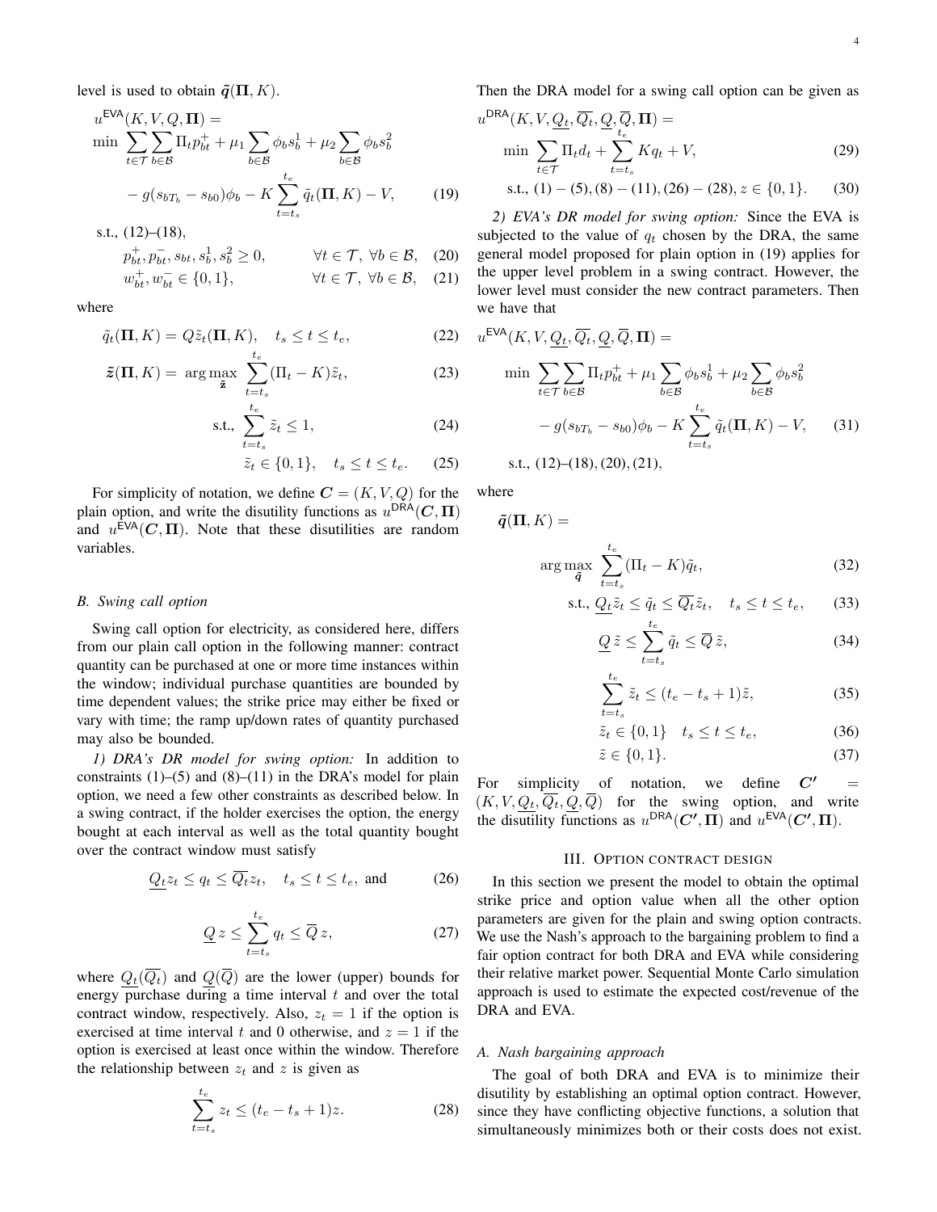level is used to obtain $\tilde{\boldsymbol{q}}(\boldsymbol{\Pi}, K)$.

$$
\begin{aligned}
& u^{\mathsf{EVA}}(K, V, Q, \boldsymbol{\Pi}) = \\
& \min \sum_{t \in \mathcal{T}} \sum_{b \in \mathcal{B}} \Pi_t p^{+}_{bt} + \mu_1 \sum_{b \in \mathcal{B}} \phi_b s^1_b + \mu_2 \sum_{b \in \mathcal{B}} \phi_b s^2_b \\
& \quad - g(s_{bT_b} - s_{b0})\phi_b - K \sum_{t=t_s}^{t_e} \tilde{q}_t(\boldsymbol{\Pi}, K) - V, \qquad (19)
\end{aligned}
$$

s.t., (12)–(18),

$$
p^{+}_{bt}, p^{-}_{bt}, s_{bt}, s^1_b, s^2_b \geq 0, \qquad \forall t \in \mathcal{T},\ \forall b \in \mathcal{B}, \quad (20)
$$

$$
w^{+}_{bt}, w^{-}_{bt} \in \{0, 1\}, \qquad \forall t \in \mathcal{T},\ \forall b \in \mathcal{B}, \quad (21)
$$

where

$$
\tilde{q}_t(\boldsymbol{\Pi}, K) = Q \tilde{z}_t(\boldsymbol{\Pi}, K), \quad t_s \leq t \leq t_e, \quad (22)
$$

$$
\tilde{\boldsymbol{z}}(\boldsymbol{\Pi}, K) = \arg\max_{\tilde{\mathbf{z}}} \sum_{t=t_s}^{t_e} (\Pi_t - K)\tilde{z}_t, \quad (23)
$$

$$
\text{s.t.,} \sum_{t=t_s}^{t_e} \tilde{z}_t \leq 1, \quad (24)
$$

$$
\tilde{z}_t \in \{0, 1\}, \quad t_s \leq t \leq t_e. \quad (25)
$$

For simplicity of notation, we define $\boldsymbol{C} = (K, V, Q)$ for the plain option, and write the disutility functions as $u^{\mathsf{DRA}}(\boldsymbol{C}, \boldsymbol{\Pi})$ and $u^{\mathsf{EVA}}(\boldsymbol{C}, \boldsymbol{\Pi})$. Note that these disutilities are random variables.

### *B. Swing call option*

Swing call option for electricity, as considered here, differs from our plain call option in the following manner: contract quantity can be purchased at one or more time instances within the window; individual purchase quantities are bounded by time dependent values; the strike price may either be fixed or vary with time; the ramp up/down rates of quantity purchased may also be bounded.

*1) DRA's DR model for swing option:* In addition to constraints (1)–(5) and (8)–(11) in the DRA's model for plain option, we need a few other constraints as described below. In a swing contract, if the holder exercises the option, the energy bought at each interval as well as the total quantity bought over the contract window must satisfy

$$
\underline{Q_t} z_t \leq q_t \leq \overline{Q_t} z_t, \quad t_s \leq t \leq t_e, \text{ and} \quad (26)
$$

$$
\underline{Q}\, z \leq \sum_{t=t_s}^{t_e} q_t \leq \overline{Q}\, z, \quad (27)
$$

where $\underline{Q_t}(\overline{Q_t})$ and $\underline{Q}(\overline{Q})$ are the lower (upper) bounds for energy purchase during a time interval $t$ and over the total contract window, respectively. Also, $z_t = 1$ if the option is exercised at time interval $t$ and 0 otherwise, and $z = 1$ if the option is exercised at least once within the window. Therefore the relationship between $z_t$ and $z$ is given as

$$
\sum_{t=t_s}^{t_e} z_t \leq (t_e - t_s + 1) z. \quad (28)
$$

Then the DRA model for a swing call option can be given as

$$
\begin{aligned}
& u^{\mathsf{DRA}}(K, V, \underline{Q_t}, \overline{Q_t}, \underline{Q}, \overline{Q}, \boldsymbol{\Pi}) = \\
& \quad \min \sum_{t \in \mathcal{T}} \Pi_t d_t + \sum_{t=t_s}^{t_e} K q_t + V, \qquad (29) \\
& \quad \text{s.t., } (1)-(5), (8)-(11), (26)-(28), z \in \{0, 1\}. \qquad (30)
\end{aligned}
$$

*2) EVA's DR model for swing option:* Since the EVA is subjected to the value of $q_t$ chosen by the DRA, the same general model proposed for plain option in (19) applies for the upper level problem in a swing contract. However, the lower level must consider the new contract parameters. Then we have that

$$
\begin{aligned}
& u^{\mathsf{EVA}}(K, V, \underline{Q_t}, \overline{Q_t}, \underline{Q}, \overline{Q}, \boldsymbol{\Pi}) = \\
& \quad \min \sum_{t \in \mathcal{T}} \sum_{b \in \mathcal{B}} \Pi_t p^{+}_{bt} + \mu_1 \sum_{b \in \mathcal{B}} \phi_b s^1_b + \mu_2 \sum_{b \in \mathcal{B}} \phi_b s^2_b \\
& \quad - g(s_{bT_b} - s_{b0})\phi_b - K \sum_{t=t_s}^{t_e} \tilde{q}_t(\boldsymbol{\Pi}, K) - V, \qquad (31)
\end{aligned}
$$

s.t., (12)–(18), (20), (21),

where

$$
\tilde{\boldsymbol{q}}(\boldsymbol{\Pi}, K) =
$$

$$
\arg\max_{\tilde{\boldsymbol{q}}} \sum_{t=t_s}^{t_e} (\Pi_t - K)\tilde{q}_t, \quad (32)
$$

$$
\text{s.t., } \underline{Q_t}\tilde{z}_t \leq \tilde{q}_t \leq \overline{Q_t}\tilde{z}_t, \quad t_s \leq t \leq t_e, \quad (33)
$$

$$
\underline{Q}\, \tilde{z} \leq \sum_{t=t_s}^{t_e} \tilde{q}_t \leq \overline{Q}\, \tilde{z}, \quad (34)
$$

$$
\sum_{t=t_s}^{t_e} \tilde{z}_t \leq (t_e - t_s + 1)\tilde{z}, \quad (35)
$$

$$
\tilde{z}_t \in \{0, 1\} \quad t_s \leq t \leq t_e, \quad (36)
$$

$$
\tilde{z} \in \{0, 1\}. \quad (37)
$$

For simplicity of notation, we define $\boldsymbol{C'} = (K, V, \underline{Q_t}, \overline{Q_t}, \underline{Q}, \overline{Q})$ for the swing option, and write the disutility functions as $u^{\mathsf{DRA}}(\boldsymbol{C'}, \boldsymbol{\Pi})$ and $u^{\mathsf{EVA}}(\boldsymbol{C'}, \boldsymbol{\Pi})$.

## III. Option Contract Design

In this section we present the model to obtain the optimal strike price and option value when all the other option parameters are given for the plain and swing option contracts. We use the Nash's approach to the bargaining problem to find a fair option contract for both DRA and EVA while considering their relative market power. Sequential Monte Carlo simulation approach is used to estimate the expected cost/revenue of the DRA and EVA.

### *A. Nash bargaining approach*

The goal of both DRA and EVA is to minimize their disutility by establishing an optimal option contract. However, since they have conflicting objective functions, a solution that simultaneously minimizes both or their costs does not exist.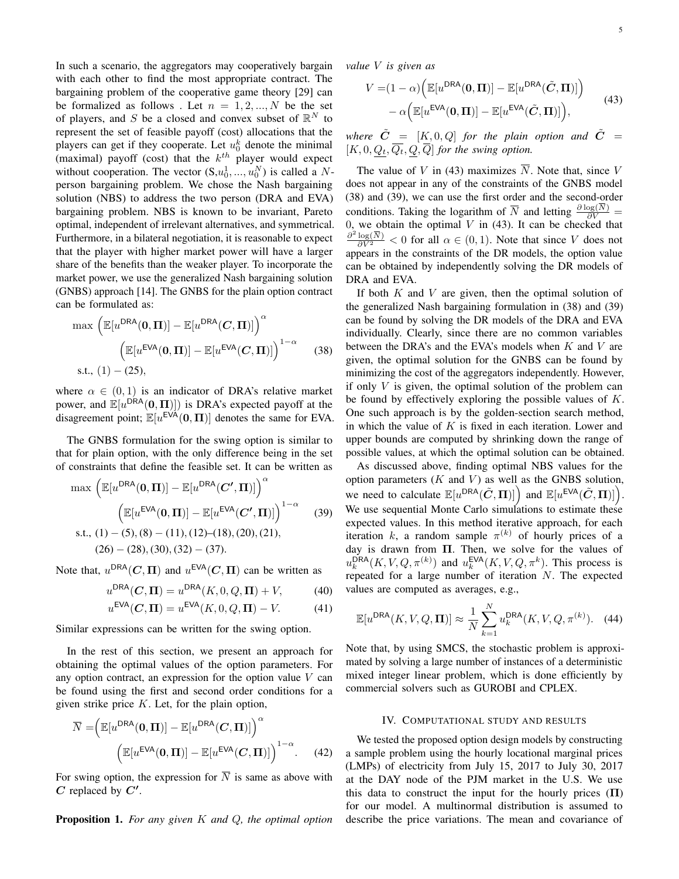In such a scenario, the aggregators may cooperatively bargain with each other to find the most appropriate contract. The bargaining problem of the cooperative game theory [29] can be formalized as follows . Let $n = 1, 2, ..., N$ be the set of players, and $S$ be a closed and convex subset of $\mathbb{R}^N$ to represent the set of feasible payoff (cost) allocations that the players can get if they cooperate. Let $u_0^k$ denote the minimal (maximal) payoff (cost) that the $k^{th}$ player would expect without cooperation. The vector $(\text{S}, u_0^1, ..., u_0^N)$ is called a $N$-person bargaining problem. We chose the Nash bargaining solution (NBS) to address the two person (DRA and EVA) bargaining problem. NBS is known to be invariant, Pareto optimal, independent of irrelevant alternatives, and symmetrical. Furthermore, in a bilateral negotiation, it is reasonable to expect that the player with higher market power will have a larger share of the benefits than the weaker player. To incorporate the market power, we use the generalized Nash bargaining solution (GNBS) approach [14]. The GNBS for the plain option contract can be formulated as:

$$
\begin{aligned}
\max \ &\Big(\mathbb{E}[u^{\mathsf{DRA}}(\mathbf{0},\mathbf{\Pi})] - \mathbb{E}[u^{\mathsf{DRA}}(\boldsymbol{C},\mathbf{\Pi})]\Big)^{\alpha} \\
&\Big(\mathbb{E}[u^{\mathsf{EVA}}(\mathbf{0},\mathbf{\Pi})] - \mathbb{E}[u^{\mathsf{EVA}}(\boldsymbol{C},\mathbf{\Pi})]\Big)^{1-\alpha} \\
\text{s.t.,} \ &(1)-(25),
\end{aligned} \tag{38}
$$

where $\alpha \in (0, 1)$ is an indicator of DRA's relative market power, and $\mathbb{E}[u^{\mathsf{DRA}}(\mathbf{0},\mathbf{\Pi})])$ is DRA's expected payoff at the disagreement point; $\mathbb{E}[u^{\mathsf{EVA}}(\mathbf{0},\mathbf{\Pi})]$ denotes the same for EVA.

The GNBS formulation for the swing option is similar to that for plain option, with the only difference being in the set of constraints that define the feasible set. It can be written as

$$
\begin{aligned}
\max \ &\Big(\mathbb{E}[u^{\mathsf{DRA}}(\mathbf{0},\mathbf{\Pi})] - \mathbb{E}[u^{\mathsf{DRA}}(\boldsymbol{C'},\mathbf{\Pi})]\Big)^{\alpha} \\
&\Big(\mathbb{E}[u^{\mathsf{EVA}}(\mathbf{0},\mathbf{\Pi})] - \mathbb{E}[u^{\mathsf{EVA}}(\boldsymbol{C'},\mathbf{\Pi})]\Big)^{1-\alpha} \\
\text{s.t.,} \ &(1)-(5),(8)-(11),(12)\text{–}(18),(20),(21), \\
&(26)-(28),(30),(32)-(37).
\end{aligned} \tag{39}
$$

Note that, $u^{\mathsf{DRA}}(\boldsymbol{C},\mathbf{\Pi})$ and $u^{\mathsf{EVA}}(\boldsymbol{C},\mathbf{\Pi})$ can be written as

$$
u^{\mathsf{DRA}}(\boldsymbol{C},\mathbf{\Pi}) = u^{\mathsf{DRA}}(K,0,Q,\mathbf{\Pi}) + V, \tag{40}
$$

$$
u^{\mathsf{EVA}}(\boldsymbol{C},\mathbf{\Pi}) = u^{\mathsf{EVA}}(K,0,Q,\mathbf{\Pi}) - V. \tag{41}
$$

Similar expressions can be written for the swing option.

In the rest of this section, we present an approach for obtaining the optimal values of the option parameters. For any option contract, an expression for the option value $V$ can be found using the first and second order conditions for a given strike price $K$. Let, for the plain option,

$$
\begin{aligned}
\overline{N} =&\Big(\mathbb{E}[u^{\mathsf{DRA}}(\mathbf{0},\mathbf{\Pi})] - \mathbb{E}[u^{\mathsf{DRA}}(\boldsymbol{C},\mathbf{\Pi})]\Big)^{\alpha} \\
&\Big(\mathbb{E}[u^{\mathsf{EVA}}(\mathbf{0},\mathbf{\Pi})] - \mathbb{E}[u^{\mathsf{EVA}}(\boldsymbol{C},\mathbf{\Pi})]\Big)^{1-\alpha}.
\end{aligned} \tag{42}
$$

For swing option, the expression for $\overline{N}$ is same as above with $\boldsymbol{C}$ replaced by $\boldsymbol{C'}$.

**Proposition 1.** *For any given $K$ and $Q$, the optimal option value $V$ is given as*

$$
\begin{aligned}
V =&(1-\alpha)\Big(\mathbb{E}[u^{\mathsf{DRA}}(\mathbf{0},\mathbf{\Pi})] - \mathbb{E}[u^{\mathsf{DRA}}(\tilde{\boldsymbol{C}},\mathbf{\Pi})]\Big) \\
&-\alpha\Big(\mathbb{E}[u^{\mathsf{EVA}}(\mathbf{0},\mathbf{\Pi})] - \mathbb{E}[u^{\mathsf{EVA}}(\tilde{\boldsymbol{C}},\mathbf{\Pi})]\Big),
\end{aligned} \tag{43}
$$

*where $\tilde{\boldsymbol{C}} = [K, 0, Q]$ for the plain option and $\tilde{\boldsymbol{C}} = [K, 0, \underline{Q_t}, \overline{Q_t}, \underline{Q}, \overline{Q}]$ for the swing option.*

The value of $V$ in (43) maximizes $\overline{N}$. Note that, since $V$ does not appear in any of the constraints of the GNBS model (38) and (39), we can use the first order and the second-order conditions. Taking the logarithm of $\overline{N}$ and letting $\frac{\partial \log(\overline{N})}{\partial V} = 0$, we obtain the optimal $V$ in (43). It can be checked that $\frac{\partial^2 \log(\overline{N})}{\partial V^2} < 0$ for all $\alpha \in (0, 1)$. Note that since $V$ does not appears in the constraints of the DR models, the option value can be obtained by independently solving the DR models of DRA and EVA.

If both $K$ and $V$ are given, then the optimal solution of the generalized Nash bargaining formulation in (38) and (39) can be found by solving the DR models of the DRA and EVA individually. Clearly, since there are no common variables between the DRA's and the EVA's models when $K$ and $V$ are given, the optimal solution for the GNBS can be found by minimizing the cost of the aggregators independently. However, if only $V$ is given, the optimal solution of the problem can be found by effectively exploring the possible values of $K$. One such approach is by the golden-section search method, in which the value of $K$ is fixed in each iteration. Lower and upper bounds are computed by shrinking down the range of possible values, at which the optimal solution can be obtained.

As discussed above, finding optimal NBS values for the option parameters ($K$ and $V$) as well as the GNBS solution, we need to calculate $\mathbb{E}[u^{\mathsf{DRA}}(\tilde{\boldsymbol{C}},\mathbf{\Pi})]\Big)$ and $\mathbb{E}[u^{\mathsf{EVA}}(\tilde{\boldsymbol{C}},\mathbf{\Pi})]\Big)$. We use sequential Monte Carlo simulations to estimate these expected values. In this method iterative approach, for each iteration $k$, a random sample $\pi^{(k)}$ of hourly prices of a day is drawn from $\mathbf{\Pi}$. Then, we solve for the values of $u_k^{\mathsf{DRA}}(K, V, Q, \pi^{(k)})$ and $u_k^{\mathsf{EVA}}(K, V, Q, \pi^k)$. This process is repeated for a large number of iteration $N$. The expected values are computed as averages, e.g.,

$$
\mathbb{E}[u^{\mathsf{DRA}}(K,V,Q,\mathbf{\Pi})] \approx \frac{1}{N}\sum_{k=1}^{N} u_k^{\mathsf{DRA}}(K,V,Q,\pi^{(k)}). \tag{44}
$$

Note that, by using SMCS, the stochastic problem is approximated by solving a large number of instances of a deterministic mixed integer linear problem, which is done efficiently by commercial solvers such as GUROBI and CPLEX.

## IV. Computational study and results

We tested the proposed option design models by constructing a sample problem using the hourly locational marginal prices (LMPs) of electricity from July 15, 2017 to July 30, 2017 at the DAY node of the PJM market in the U.S. We use this data to construct the input for the hourly prices ($\mathbf{\Pi}$) for our model. A multinormal distribution is assumed to describe the price variations. The mean and covariance of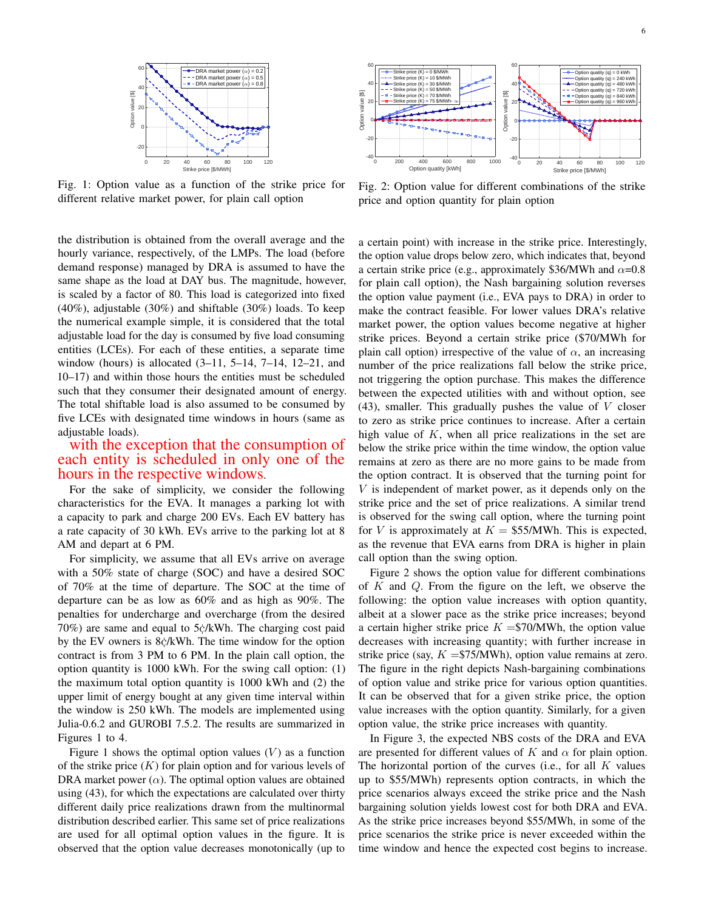Fig. 1: Option value as a function of the strike price for different relative market power, for plain call option

Fig. 2: Option value for different combinations of the strike price and option quantity for plain option

the distribution is obtained from the overall average and the hourly variance, respectively, of the LMPs. The load (before demand response) managed by DRA is assumed to have the same shape as the load at DAY bus. The magnitude, however, is scaled by a factor of 80. This load is categorized into fixed (40%), adjustable (30%) and shiftable (30%) loads. To keep the numerical example simple, it is considered that the total adjustable load for the day is consumed by five load consuming entities (LCEs). For each of these entities, a separate time window (hours) is allocated (3–11, 5–14, 7–14, 12–21, and 10–17) and within those hours the entities must be scheduled such that they consumer their designated amount of energy. The total shiftable load is also assumed to be consumed by five LCEs with designated time windows in hours (same as adjustable loads).
with the exception that the consumption of each entity is scheduled in only one of the hours in the respective windows.

For the sake of simplicity, we consider the following characteristics for the EVA. It manages a parking lot with a capacity to park and charge 200 EVs. Each EV battery has a rate capacity of 30 kWh. EVs arrive to the parking lot at 8 AM and depart at 6 PM.

For simplicity, we assume that all EVs arrive on average with a 50% state of charge (SOC) and have a desired SOC of 70% at the time of departure. The SOC at the time of departure can be as low as 60% and as high as 90%. The penalties for undercharge and overcharge (from the desired 70%) are same and equal to 5¢/kWh. The charging cost paid by the EV owners is 8¢/kWh. The time window for the option contract is from 3 PM to 6 PM. In the plain call option, the option quantity is 1000 kWh. For the swing call option: (1) the maximum total option quantity is 1000 kWh and (2) the upper limit of energy bought at any given time interval within the window is 250 kWh. The models are implemented using Julia-0.6.2 and GUROBI 7.5.2. The results are summarized in Figures 1 to 4.

Figure 1 shows the optimal option values ($V$) as a function of the strike price ($K$) for plain option and for various levels of DRA market power ($\alpha$). The optimal option values are obtained using (43), for which the expectations are calculated over thirty different daily price realizations drawn from the multinormal distribution described earlier. This same set of price realizations are used for all optimal option values in the figure. It is observed that the option value decreases monotonically (up to a certain point) with increase in the strike price. Interestingly, the option value drops below zero, which indicates that, beyond a certain strike price (e.g., approximately \$36/MWh and $\alpha$=0.8 for plain call option), the Nash bargaining solution reverses the option value payment (i.e., EVA pays to DRA) in order to make the contract feasible. For lower values DRA's relative market power, the option values become negative at higher strike prices. Beyond a certain strike price (\$70/MWh for plain call option) irrespective of the value of $\alpha$, an increasing number of the price realizations fall below the strike price, not triggering the option purchase. This makes the difference between the expected utilities with and without option, see (43), smaller. This gradually pushes the value of $V$ closer to zero as strike price continues to increase. After a certain high value of $K$, when all price realizations in the set are below the strike price within the time window, the option value remains at zero as there are no more gains to be made from the option contract. It is observed that the turning point for $V$ is independent of market power, as it depends only on the strike price and the set of price realizations. A similar trend is observed for the swing call option, where the turning point for $V$ is approximately at $K$ = \$55/MWh. This is expected, as the revenue that EVA earns from DRA is higher in plain call option than the swing option.

Figure 2 shows the option value for different combinations of $K$ and $Q$. From the figure on the left, we observe the following: the option value increases with option quantity, albeit at a slower pace as the strike price increases; beyond a certain higher strike price $K$ =\$70/MWh, the option value decreases with increasing quantity; with further increase in strike price (say, $K$ =\$75/MWh), option value remains at zero. The figure in the right depicts Nash-bargaining combinations of option value and strike price for various option quantities. It can be observed that for a given strike price, the option value increases with the option quantity. Similarly, for a given option value, the strike price increases with quantity.

In Figure 3, the expected NBS costs of the DRA and EVA are presented for different values of $K$ and $\alpha$ for plain option. The horizontal portion of the curves (i.e., for all $K$ values up to \$55/MWh) represents option contracts, in which the price scenarios always exceed the strike price and the Nash bargaining solution yields lowest cost for both DRA and EVA. As the strike price increases beyond \$55/MWh, in some of the price scenarios the strike price is never exceeded within the time window and hence the expected cost begins to increase.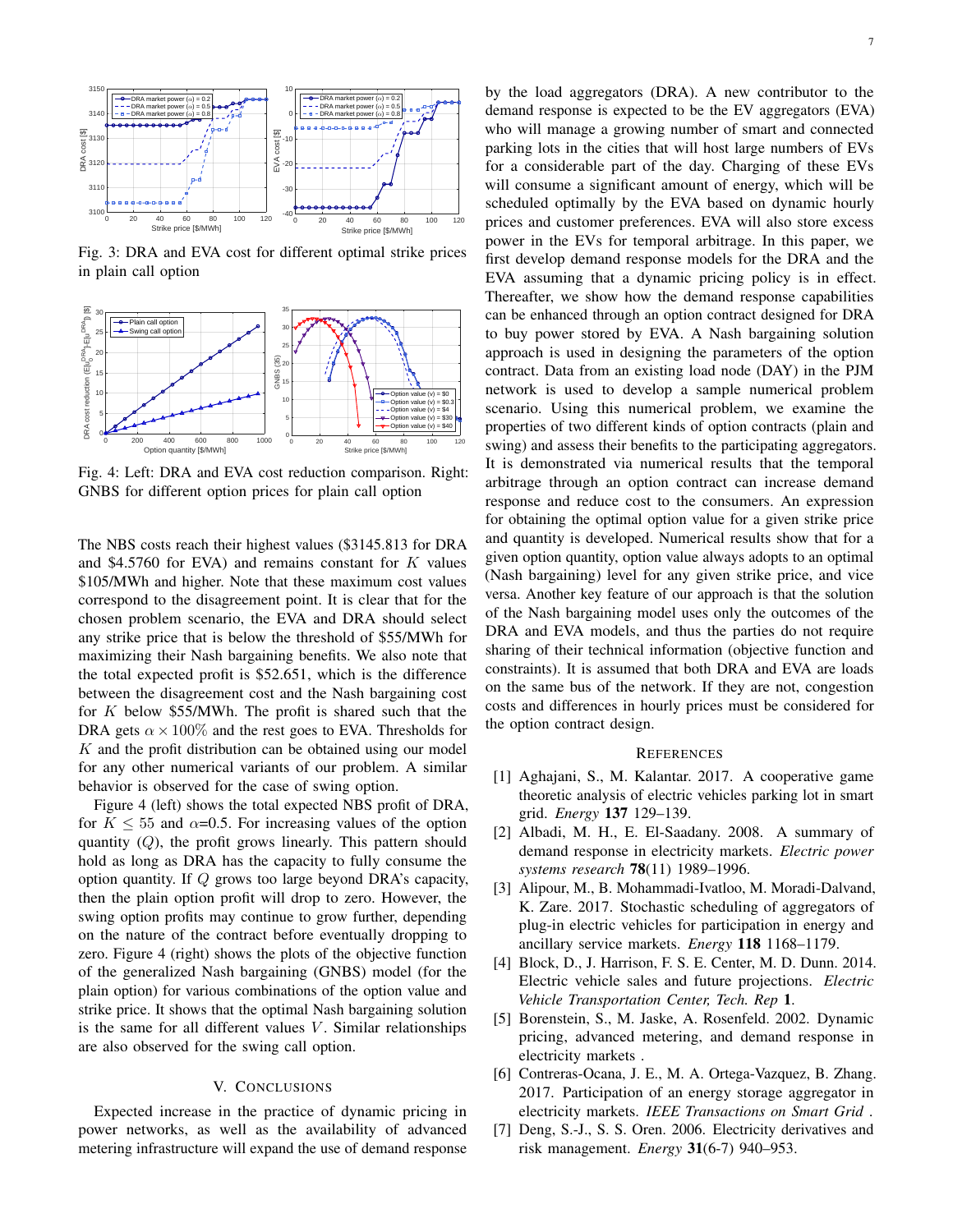Fig. 3: DRA and EVA cost for different optimal strike prices in plain call option

Fig. 4: Left: DRA and EVA cost reduction comparison. Right: GNBS for different option prices for plain call option

The NBS costs reach their highest values ($3145.813 for DRA and $4.5760 for EVA) and remains constant for $K$ values $105/MWh and higher. Note that these maximum cost values correspond to the disagreement point. It is clear that for the chosen problem scenario, the EVA and DRA should select any strike price that is below the threshold of $55/MWh for maximizing their Nash bargaining benefits. We also note that the total expected profit is $52.651, which is the difference between the disagreement cost and the Nash bargaining cost for $K$ below $55/MWh. The profit is shared such that the DRA gets $\alpha \times 100\%$ and the rest goes to EVA. Thresholds for $K$ and the profit distribution can be obtained using our model for any other numerical variants of our problem. A similar behavior is observed for the case of swing option.

Figure 4 (left) shows the total expected NBS profit of DRA, for $K \leq 55$ and $\alpha$=0.5. For increasing values of the option quantity ($Q$), the profit grows linearly. This pattern should hold as long as DRA has the capacity to fully consume the option quantity. If $Q$ grows too large beyond DRA's capacity, then the plain option profit will drop to zero. However, the swing option profits may continue to grow further, depending on the nature of the contract before eventually dropping to zero. Figure 4 (right) shows the plots of the objective function of the generalized Nash bargaining (GNBS) model (for the plain option) for various combinations of the option value and strike price. It shows that the optimal Nash bargaining solution is the same for all different values $V$. Similar relationships are also observed for the swing call option.

## V. Conclusions

Expected increase in the practice of dynamic pricing in power networks, as well as the availability of advanced metering infrastructure will expand the use of demand response by the load aggregators (DRA). A new contributor to the demand response is expected to be the EV aggregators (EVA) who will manage a growing number of smart and connected parking lots in the cities that will host large numbers of EVs for a considerable part of the day. Charging of these EVs will consume a significant amount of energy, which will be scheduled optimally by the EVA based on dynamic hourly prices and customer preferences. EVA will also store excess power in the EVs for temporal arbitrage. In this paper, we first develop demand response models for the DRA and the EVA assuming that a dynamic pricing policy is in effect. Thereafter, we show how the demand response capabilities can be enhanced through an option contract for DRA to buy power stored by EVA. A Nash bargaining solution approach is used in designing the parameters of the option contract. Data from an existing load node (DAY) in the PJM network is used to develop a sample numerical problem scenario. Using this numerical problem, we examine the properties of two different kinds of option contracts (plain and swing) and assess their benefits to the participating aggregators. It is demonstrated via numerical results that the temporal arbitrage through an option contract can increase demand response and reduce cost to the consumers. An expression for obtaining the optimal option value for a given strike price and quantity is developed. Numerical results show that for a given option quantity, option value always adopts to an optimal (Nash bargaining) level for any given strike price, and vice versa. Another key feature of our approach is that the solution of the Nash bargaining model uses only the outcomes of the DRA and EVA models, and thus the parties do not require sharing of their technical information (objective function and constraints). It is assumed that both DRA and EVA are loads on the same bus of the network. If they are not, congestion costs and differences in hourly prices must be considered for the option contract design.

## References

[1] Aghajani, S., M. Kalantar. 2017. A cooperative game theoretic analysis of electric vehicles parking lot in smart grid. *Energy* **137** 129–139.

[2] Albadi, M. H., E. El-Saadany. 2008. A summary of demand response in electricity markets. *Electric power systems research* **78**(11) 1989–1996.

[3] Alipour, M., B. Mohammadi-Ivatloo, M. Moradi-Dalvand, K. Zare. 2017. Stochastic scheduling of aggregators of plug-in electric vehicles for participation in energy and ancillary service markets. *Energy* **118** 1168–1179.

[4] Block, D., J. Harrison, F. S. E. Center, M. D. Dunn. 2014. Electric vehicle sales and future projections. *Electric Vehicle Transportation Center, Tech. Rep* **1**.

[5] Borenstein, S., M. Jaske, A. Rosenfeld. 2002. Dynamic pricing, advanced metering, and demand response in electricity markets .

[6] Contreras-Ocana, J. E., M. A. Ortega-Vazquez, B. Zhang. 2017. Participation of an energy storage aggregator in electricity markets. *IEEE Transactions on Smart Grid* .

[7] Deng, S.-J., S. S. Oren. 2006. Electricity derivatives and risk management. *Energy* **31**(6-7) 940–953.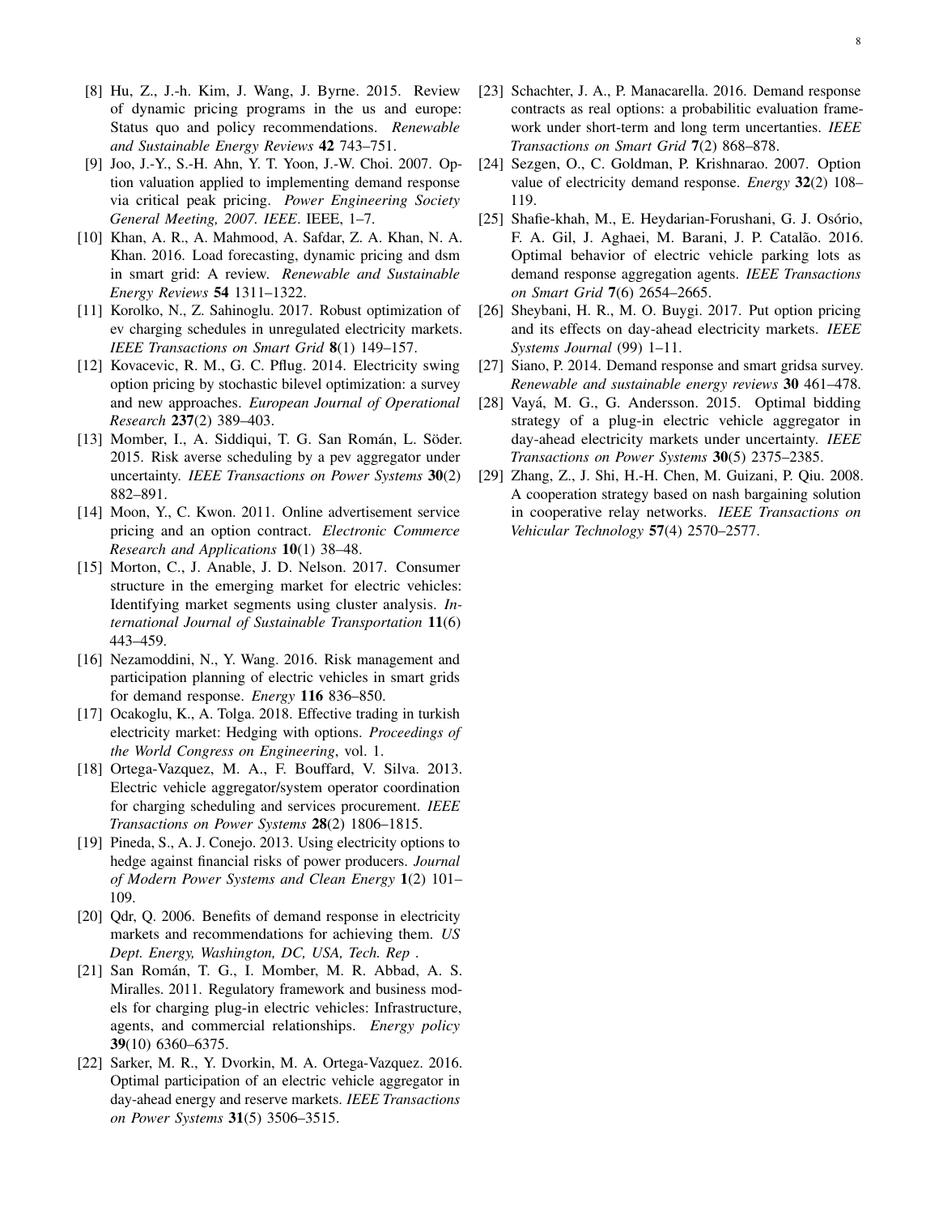[8] Hu, Z., J.-h. Kim, J. Wang, J. Byrne. 2015. Review of dynamic pricing programs in the us and europe: Status quo and policy recommendations. *Renewable and Sustainable Energy Reviews* **42** 743–751.

[9] Joo, J.-Y., S.-H. Ahn, Y. T. Yoon, J.-W. Choi. 2007. Option valuation applied to implementing demand response via critical peak pricing. *Power Engineering Society General Meeting, 2007. IEEE*. IEEE, 1–7.

[10] Khan, A. R., A. Mahmood, A. Safdar, Z. A. Khan, N. A. Khan. 2016. Load forecasting, dynamic pricing and dsm in smart grid: A review. *Renewable and Sustainable Energy Reviews* **54** 1311–1322.

[11] Korolko, N., Z. Sahinoglu. 2017. Robust optimization of ev charging schedules in unregulated electricity markets. *IEEE Transactions on Smart Grid* **8**(1) 149–157.

[12] Kovacevic, R. M., G. C. Pflug. 2014. Electricity swing option pricing by stochastic bilevel optimization: a survey and new approaches. *European Journal of Operational Research* **237**(2) 389–403.

[13] Momber, I., A. Siddiqui, T. G. San Román, L. Söder. 2015. Risk averse scheduling by a pev aggregator under uncertainty. *IEEE Transactions on Power Systems* **30**(2) 882–891.

[14] Moon, Y., C. Kwon. 2011. Online advertisement service pricing and an option contract. *Electronic Commerce Research and Applications* **10**(1) 38–48.

[15] Morton, C., J. Anable, J. D. Nelson. 2017. Consumer structure in the emerging market for electric vehicles: Identifying market segments using cluster analysis. *International Journal of Sustainable Transportation* **11**(6) 443–459.

[16] Nezamoddini, N., Y. Wang. 2016. Risk management and participation planning of electric vehicles in smart grids for demand response. *Energy* **116** 836–850.

[17] Ocakoglu, K., A. Tolga. 2018. Effective trading in turkish electricity market: Hedging with options. *Proceedings of the World Congress on Engineering*, vol. 1.

[18] Ortega-Vazquez, M. A., F. Bouffard, V. Silva. 2013. Electric vehicle aggregator/system operator coordination for charging scheduling and services procurement. *IEEE Transactions on Power Systems* **28**(2) 1806–1815.

[19] Pineda, S., A. J. Conejo. 2013. Using electricity options to hedge against financial risks of power producers. *Journal of Modern Power Systems and Clean Energy* **1**(2) 101–109.

[20] Qdr, Q. 2006. Benefits of demand response in electricity markets and recommendations for achieving them. *US Dept. Energy, Washington, DC, USA, Tech. Rep* .

[21] San Román, T. G., I. Momber, M. R. Abbad, A. S. Miralles. 2011. Regulatory framework and business models for charging plug-in electric vehicles: Infrastructure, agents, and commercial relationships. *Energy policy* **39**(10) 6360–6375.

[22] Sarker, M. R., Y. Dvorkin, M. A. Ortega-Vazquez. 2016. Optimal participation of an electric vehicle aggregator in day-ahead energy and reserve markets. *IEEE Transactions on Power Systems* **31**(5) 3506–3515.

[23] Schachter, J. A., P. Manacarella. 2016. Demand response contracts as real options: a probabilitic evaluation framework under short-term and long term uncertainties. *IEEE Transactions on Smart Grid* **7**(2) 868–878.

[24] Sezgen, O., C. Goldman, P. Krishnarao. 2007. Option value of electricity demand response. *Energy* **32**(2) 108–119.

[25] Shafie-khah, M., E. Heydarian-Forushani, G. J. Osório, F. A. Gil, J. Aghaei, M. Barani, J. P. Catalão. 2016. Optimal behavior of electric vehicle parking lots as demand response aggregation agents. *IEEE Transactions on Smart Grid* **7**(6) 2654–2665.

[26] Sheybani, H. R., M. O. Buygi. 2017. Put option pricing and its effects on day-ahead electricity markets. *IEEE Systems Journal* (99) 1–11.

[27] Siano, P. 2014. Demand response and smart gridsa survey. *Renewable and sustainable energy reviews* **30** 461–478.

[28] Vayá, M. G., G. Andersson. 2015. Optimal bidding strategy of a plug-in electric vehicle aggregator in day-ahead electricity markets under uncertainty. *IEEE Transactions on Power Systems* **30**(5) 2375–2385.

[29] Zhang, Z., J. Shi, H.-H. Chen, M. Guizani, P. Qiu. 2008. A cooperation strategy based on nash bargaining solution in cooperative relay networks. *IEEE Transactions on Vehicular Technology* **57**(4) 2570–2577.